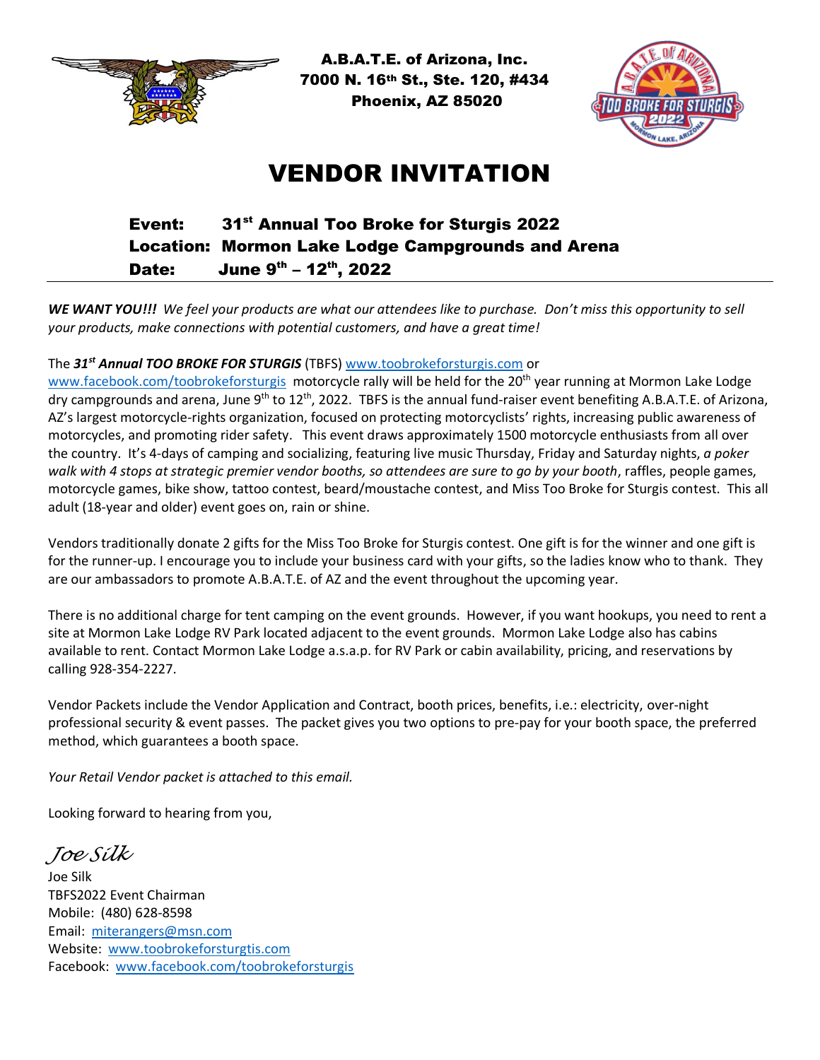**A.B.A.T.E. of Arizona, Inc.**
**7000 N. 16th St., Ste. 120, #434**
**Phoenix, AZ 85020**

# VENDOR INVITATION

**Event: 31st Annual Too Broke for Sturgis 2022**
**Location: Mormon Lake Lodge Campgrounds and Arena**
**Date: June 9th – 12th, 2022**

---

***WE WANT YOU!!!*** *We feel your products are what our attendees like to purchase. Don't miss this opportunity to sell your products, make connections with potential customers, and have a great time!*

The ***31st Annual TOO BROKE FOR STURGIS*** (TBFS) www.toobrokeforsturgis.com or www.facebook.com/toobrokeforsturgis motorcycle rally will be held for the 20th year running at Mormon Lake Lodge dry campgrounds and arena, June 9th to 12th, 2022. TBFS is the annual fund-raiser event benefiting A.B.A.T.E. of Arizona, AZ's largest motorcycle-rights organization, focused on protecting motorcyclists' rights, increasing public awareness of motorcycles, and promoting rider safety. This event draws approximately 1500 motorcycle enthusiasts from all over the country. It's 4-days of camping and socializing, featuring live music Thursday, Friday and Saturday nights, *a poker walk with 4 stops at strategic premier vendor booths, so attendees are sure to go by your booth*, raffles, people games, motorcycle games, bike show, tattoo contest, beard/moustache contest, and Miss Too Broke for Sturgis contest. This all adult (18-year and older) event goes on, rain or shine.

Vendors traditionally donate 2 gifts for the Miss Too Broke for Sturgis contest. One gift is for the winner and one gift is for the runner-up. I encourage you to include your business card with your gifts, so the ladies know who to thank. They are our ambassadors to promote A.B.A.T.E. of AZ and the event throughout the upcoming year.

There is no additional charge for tent camping on the event grounds. However, if you want hookups, you need to rent a site at Mormon Lake Lodge RV Park located adjacent to the event grounds. Mormon Lake Lodge also has cabins available to rent. Contact Mormon Lake Lodge a.s.a.p. for RV Park or cabin availability, pricing, and reservations by calling 928-354-2227.

Vendor Packets include the Vendor Application and Contract, booth prices, benefits, i.e.: electricity, over-night professional security & event passes. The packet gives you two options to pre-pay for your booth space, the preferred method, which guarantees a booth space.

*Your Retail Vendor packet is attached to this email.*

Looking forward to hearing from you,

*Joe Silk*

Joe Silk
TBFS2022 Event Chairman
Mobile: (480) 628-8598
Email: miterangers@msn.com
Website: www.toobrokeforsturgtis.com
Facebook: www.facebook.com/toobrokeforsturgis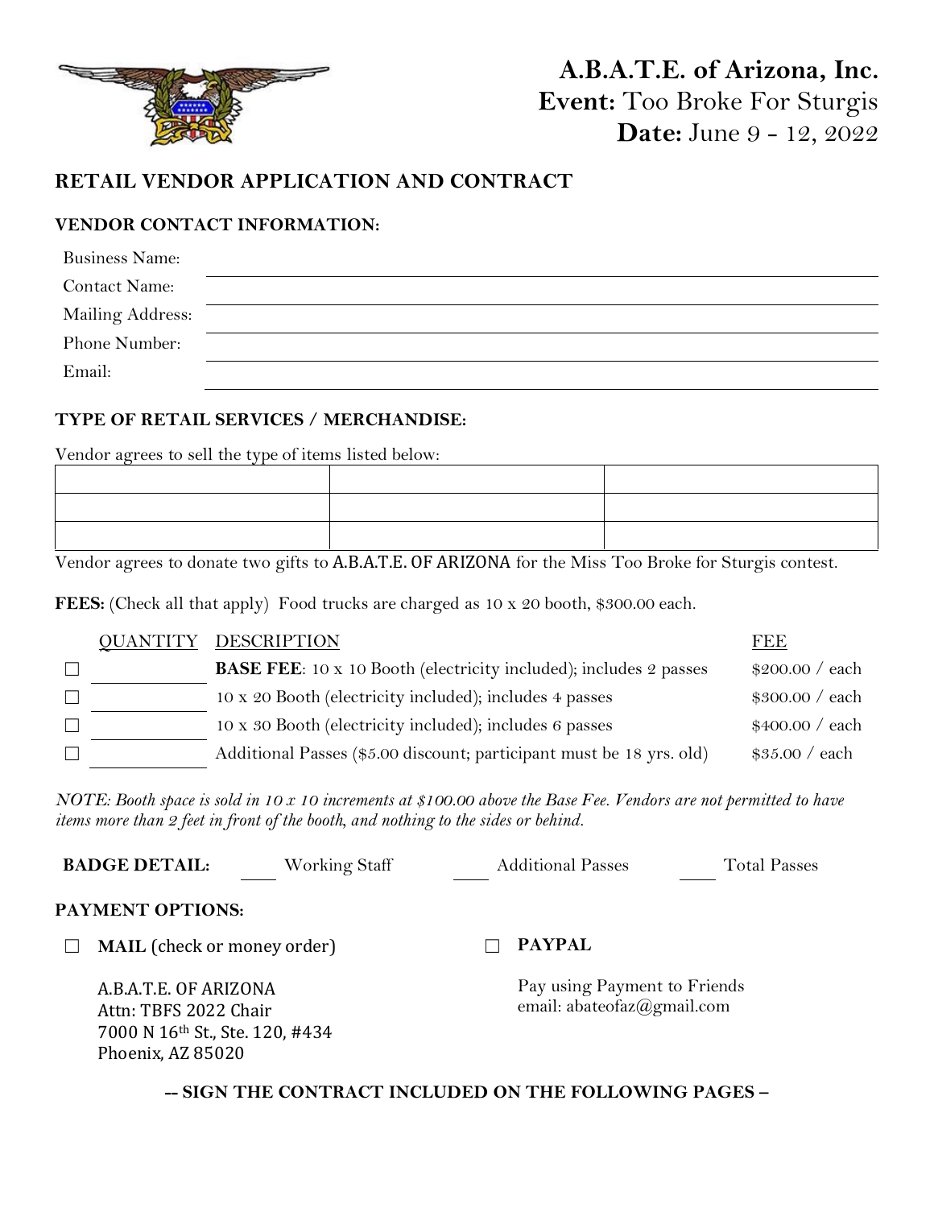**A.B.A.T.E. of Arizona, Inc.**
**Event:** Too Broke For Sturgis
**Date:** June 9 - 12, 2022

## RETAIL VENDOR APPLICATION AND CONTRACT

### VENDOR CONTACT INFORMATION:

Business Name: ______________________________

Contact Name: ______________________________

Mailing Address: ______________________________

Phone Number: ______________________________

Email: ______________________________

### TYPE OF RETAIL SERVICES / MERCHANDISE:

Vendor agrees to sell the type of items listed below:

| | | |
|---|---|---|
| | | |
| | | |
| | | |

Vendor agrees to donate two gifts to A.B.A.T.E. OF ARIZONA for the Miss Too Broke for Sturgis contest.

**FEES:** (Check all that apply) Food trucks are charged as 10 x 20 booth, $300.00 each.

| | QUANTITY | DESCRIPTION | FEE |
|---|---|---|---|
| ☐ | ______ | **BASE FEE**: 10 x 10 Booth (electricity included); includes 2 passes | $200.00 / each |
| ☐ | ______ | 10 x 20 Booth (electricity included); includes 4 passes | $300.00 / each |
| ☐ | ______ | 10 x 30 Booth (electricity included); includes 6 passes | $400.00 / each |
| ☐ | ______ | Additional Passes ($5.00 discount; participant must be 18 yrs. old) | $35.00 / each |

*NOTE: Booth space is sold in 10 x 10 increments at $100.00 above the Base Fee. Vendors are not permitted to have items more than 2 feet in front of the booth, and nothing to the sides or behind.*

**BADGE DETAIL:** ____ Working Staff ____ Additional Passes ____ Total Passes

### PAYMENT OPTIONS:

☐ **MAIL** (check or money order)

A.B.A.T.E. OF ARIZONA
Attn: TBFS 2022 Chair
7000 N 16th St., Ste. 120, #434
Phoenix, AZ 85020

☐ **PAYPAL**

Pay using Payment to Friends
email: abateofaz@gmail.com

**-- SIGN THE CONTRACT INCLUDED ON THE FOLLOWING PAGES –**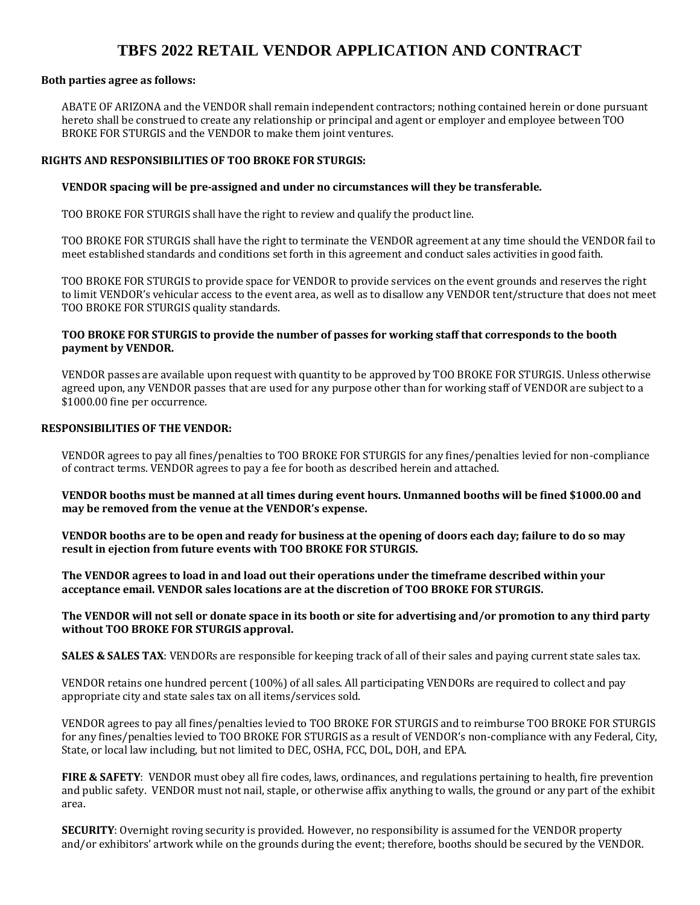# TBFS 2022 RETAIL VENDOR APPLICATION AND CONTRACT

**Both parties agree as follows:**

ABATE OF ARIZONA and the VENDOR shall remain independent contractors; nothing contained herein or done pursuant hereto shall be construed to create any relationship or principal and agent or employer and employee between TOO BROKE FOR STURGIS and the VENDOR to make them joint ventures.

**RIGHTS AND RESPONSIBILITIES OF TOO BROKE FOR STURGIS:**

**VENDOR spacing will be pre-assigned and under no circumstances will they be transferable.**

TOO BROKE FOR STURGIS shall have the right to review and qualify the product line.

TOO BROKE FOR STURGIS shall have the right to terminate the VENDOR agreement at any time should the VENDOR fail to meet established standards and conditions set forth in this agreement and conduct sales activities in good faith.

TOO BROKE FOR STURGIS to provide space for VENDOR to provide services on the event grounds and reserves the right to limit VENDOR's vehicular access to the event area, as well as to disallow any VENDOR tent/structure that does not meet TOO BROKE FOR STURGIS quality standards.

**TOO BROKE FOR STURGIS to provide the number of passes for working staff that corresponds to the booth payment by VENDOR.**

VENDOR passes are available upon request with quantity to be approved by TOO BROKE FOR STURGIS. Unless otherwise agreed upon, any VENDOR passes that are used for any purpose other than for working staff of VENDOR are subject to a $1000.00 fine per occurrence.

**RESPONSIBILITIES OF THE VENDOR:**

VENDOR agrees to pay all fines/penalties to TOO BROKE FOR STURGIS for any fines/penalties levied for non-compliance of contract terms. VENDOR agrees to pay a fee for booth as described herein and attached.

**VENDOR booths must be manned at all times during event hours. Unmanned booths will be fined $1000.00 and may be removed from the venue at the VENDOR's expense.**

**VENDOR booths are to be open and ready for business at the opening of doors each day; failure to do so may result in ejection from future events with TOO BROKE FOR STURGIS.**

**The VENDOR agrees to load in and load out their operations under the timeframe described within your acceptance email. VENDOR sales locations are at the discretion of TOO BROKE FOR STURGIS.**

**The VENDOR will not sell or donate space in its booth or site for advertising and/or promotion to any third party without TOO BROKE FOR STURGIS approval.**

**SALES & SALES TAX**: VENDORs are responsible for keeping track of all of their sales and paying current state sales tax.

VENDOR retains one hundred percent (100%) of all sales. All participating VENDORs are required to collect and pay appropriate city and state sales tax on all items/services sold.

VENDOR agrees to pay all fines/penalties levied to TOO BROKE FOR STURGIS and to reimburse TOO BROKE FOR STURGIS for any fines/penalties levied to TOO BROKE FOR STURGIS as a result of VENDOR's non-compliance with any Federal, City, State, or local law including, but not limited to DEC, OSHA, FCC, DOL, DOH, and EPA.

**FIRE & SAFETY**: VENDOR must obey all fire codes, laws, ordinances, and regulations pertaining to health, fire prevention and public safety. VENDOR must not nail, staple, or otherwise affix anything to walls, the ground or any part of the exhibit area.

**SECURITY**: Overnight roving security is provided. However, no responsibility is assumed for the VENDOR property and/or exhibitors' artwork while on the grounds during the event; therefore, booths should be secured by the VENDOR.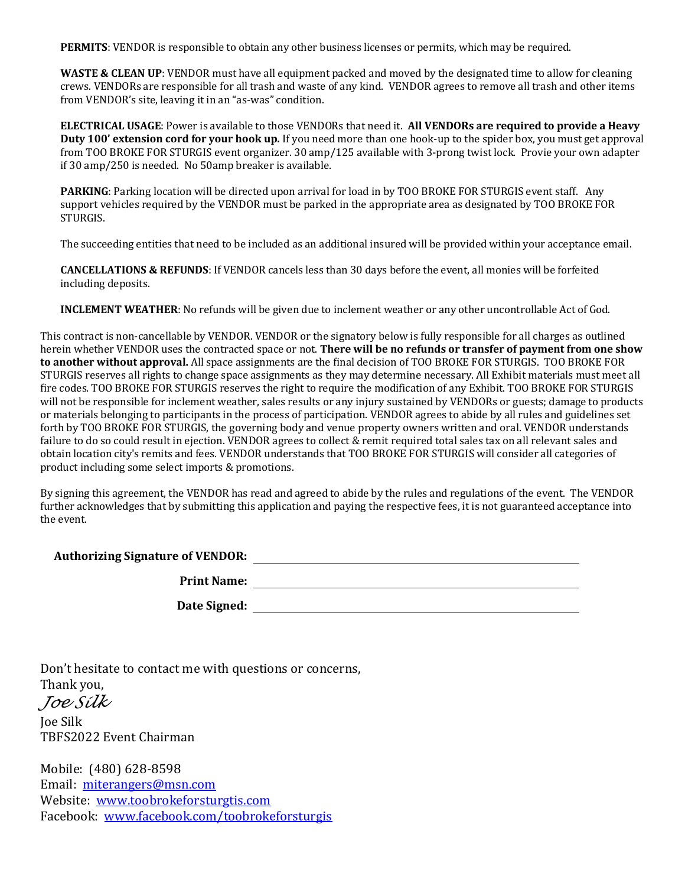**PERMITS**: VENDOR is responsible to obtain any other business licenses or permits, which may be required.

**WASTE & CLEAN UP**: VENDOR must have all equipment packed and moved by the designated time to allow for cleaning crews. VENDORs are responsible for all trash and waste of any kind. VENDOR agrees to remove all trash and other items from VENDOR's site, leaving it in an "as-was" condition.

**ELECTRICAL USAGE**: Power is available to those VENDORs that need it. **All VENDORs are required to provide a Heavy Duty 100' extension cord for your hook up.** If you need more than one hook-up to the spider box, you must get approval from TOO BROKE FOR STURGIS event organizer. 30 amp/125 available with 3-prong twist lock. Provie your own adapter if 30 amp/250 is needed. No 50amp breaker is available.

**PARKING**: Parking location will be directed upon arrival for load in by TOO BROKE FOR STURGIS event staff. Any support vehicles required by the VENDOR must be parked in the appropriate area as designated by TOO BROKE FOR STURGIS.

The succeeding entities that need to be included as an additional insured will be provided within your acceptance email.

**CANCELLATIONS & REFUNDS**: If VENDOR cancels less than 30 days before the event, all monies will be forfeited including deposits.

**INCLEMENT WEATHER**: No refunds will be given due to inclement weather or any other uncontrollable Act of God.

This contract is non-cancellable by VENDOR. VENDOR or the signatory below is fully responsible for all charges as outlined herein whether VENDOR uses the contracted space or not. **There will be no refunds or transfer of payment from one show to another without approval.** All space assignments are the final decision of TOO BROKE FOR STURGIS. TOO BROKE FOR STURGIS reserves all rights to change space assignments as they may determine necessary. All Exhibit materials must meet all fire codes. TOO BROKE FOR STURGIS reserves the right to require the modification of any Exhibit. TOO BROKE FOR STURGIS will not be responsible for inclement weather, sales results or any injury sustained by VENDORs or guests; damage to products or materials belonging to participants in the process of participation. VENDOR agrees to abide by all rules and guidelines set forth by TOO BROKE FOR STURGIS, the governing body and venue property owners written and oral. VENDOR understands failure to do so could result in ejection. VENDOR agrees to collect & remit required total sales tax on all relevant sales and obtain location city's remits and fees. VENDOR understands that TOO BROKE FOR STURGIS will consider all categories of product including some select imports & promotions.

By signing this agreement, the VENDOR has read and agreed to abide by the rules and regulations of the event. The VENDOR further acknowledges that by submitting this application and paying the respective fees, it is not guaranteed acceptance into the event.

**Authorizing Signature of VENDOR:** ______________________________

**Print Name:** ______________________________

**Date Signed:** ______________________________

Don't hesitate to contact me with questions or concerns,
Thank you,
*Joe Silk*
Joe Silk
TBFS2022 Event Chairman

Mobile: (480) 628-8598
Email: [miterangers@msn.com](mailto:miterangers@msn.com)
Website: [www.toobrokeforsturgtis.com](http://www.toobrokeforsturgtis.com)
Facebook: [www.facebook.com/toobrokeforsturgis](http://www.facebook.com/toobrokeforsturgis)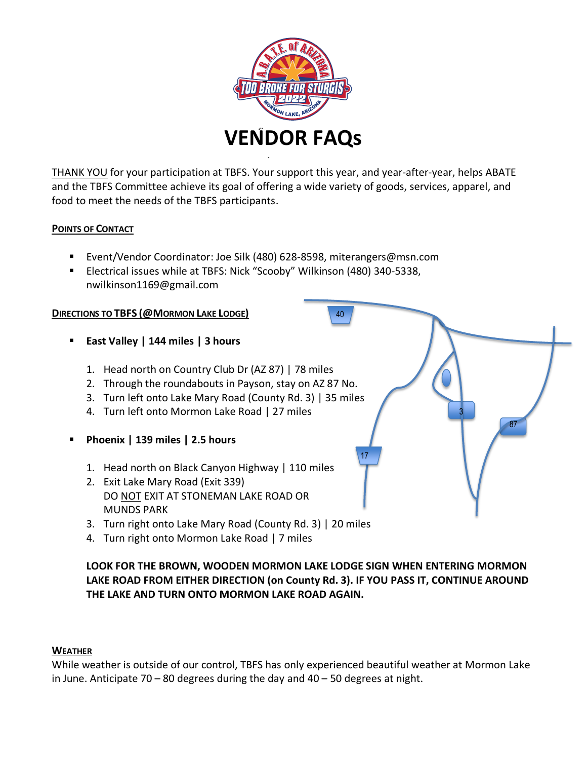# VENDOR FAQs

THANK YOU for your participation at TBFS. Your support this year, and year-after-year, helps ABATE and the TBFS Committee achieve its goal of offering a wide variety of goods, services, apparel, and food to meet the needs of the TBFS participants.

## Points of Contact

- Event/Vendor Coordinator: Joe Silk (480) 628-8598, miterangers@msn.com
- Electrical issues while at TBFS: Nick "Scooby" Wilkinson (480) 340-5338, nwilkinson1169@gmail.com

## Directions to TBFS (@Mormon Lake Lodge)

- **East Valley | 144 miles | 3 hours**

  1. Head north on Country Club Dr (AZ 87) | 78 miles
  2. Through the roundabouts in Payson, stay on AZ 87 No.
  3. Turn left onto Lake Mary Road (County Rd. 3) | 35 miles
  4. Turn left onto Mormon Lake Road | 27 miles

- **Phoenix | 139 miles | 2.5 hours**

  1. Head north on Black Canyon Highway | 110 miles
  2. Exit Lake Mary Road (Exit 339)
     DO NOT EXIT AT STONEMAN LAKE ROAD OR MUNDS PARK
  3. Turn right onto Lake Mary Road (County Rd. 3) | 20 miles
  4. Turn right onto Mormon Lake Road | 7 miles

**LOOK FOR THE BROWN, WOODEN MORMON LAKE LODGE SIGN WHEN ENTERING MORMON LAKE ROAD FROM EITHER DIRECTION (on County Rd. 3). IF YOU PASS IT, CONTINUE AROUND THE LAKE AND TURN ONTO MORMON LAKE ROAD AGAIN.**

## Weather

While weather is outside of our control, TBFS has only experienced beautiful weather at Mormon Lake in June. Anticipate 70 – 80 degrees during the day and 40 – 50 degrees at night.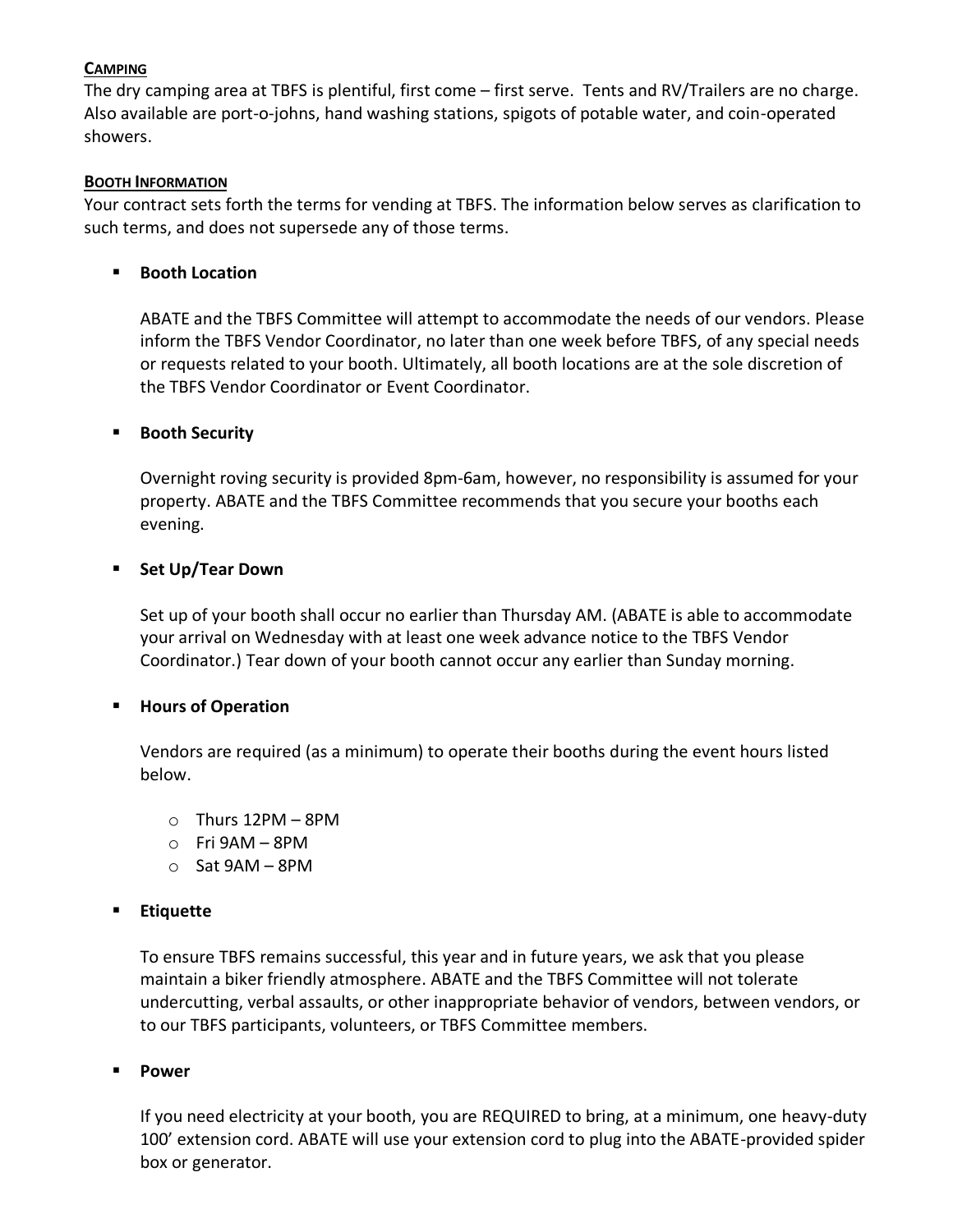## CAMPING

The dry camping area at TBFS is plentiful, first come – first serve. Tents and RV/Trailers are no charge. Also available are port-o-johns, hand washing stations, spigots of potable water, and coin-operated showers.

## BOOTH INFORMATION

Your contract sets forth the terms for vending at TBFS. The information below serves as clarification to such terms, and does not supersede any of those terms.

- **Booth Location**

  ABATE and the TBFS Committee will attempt to accommodate the needs of our vendors. Please inform the TBFS Vendor Coordinator, no later than one week before TBFS, of any special needs or requests related to your booth. Ultimately, all booth locations are at the sole discretion of the TBFS Vendor Coordinator or Event Coordinator.

- **Booth Security**

  Overnight roving security is provided 8pm-6am, however, no responsibility is assumed for your property. ABATE and the TBFS Committee recommends that you secure your booths each evening.

- **Set Up/Tear Down**

  Set up of your booth shall occur no earlier than Thursday AM. (ABATE is able to accommodate your arrival on Wednesday with at least one week advance notice to the TBFS Vendor Coordinator.) Tear down of your booth cannot occur any earlier than Sunday morning.

- **Hours of Operation**

  Vendors are required (as a minimum) to operate their booths during the event hours listed below.

  - Thurs 12PM – 8PM
  - Fri 9AM – 8PM
  - Sat 9AM – 8PM

- **Etiquette**

  To ensure TBFS remains successful, this year and in future years, we ask that you please maintain a biker friendly atmosphere. ABATE and the TBFS Committee will not tolerate undercutting, verbal assaults, or other inappropriate behavior of vendors, between vendors, or to our TBFS participants, volunteers, or TBFS Committee members.

- **Power**

  If you need electricity at your booth, you are REQUIRED to bring, at a minimum, one heavy-duty 100' extension cord. ABATE will use your extension cord to plug into the ABATE-provided spider box or generator.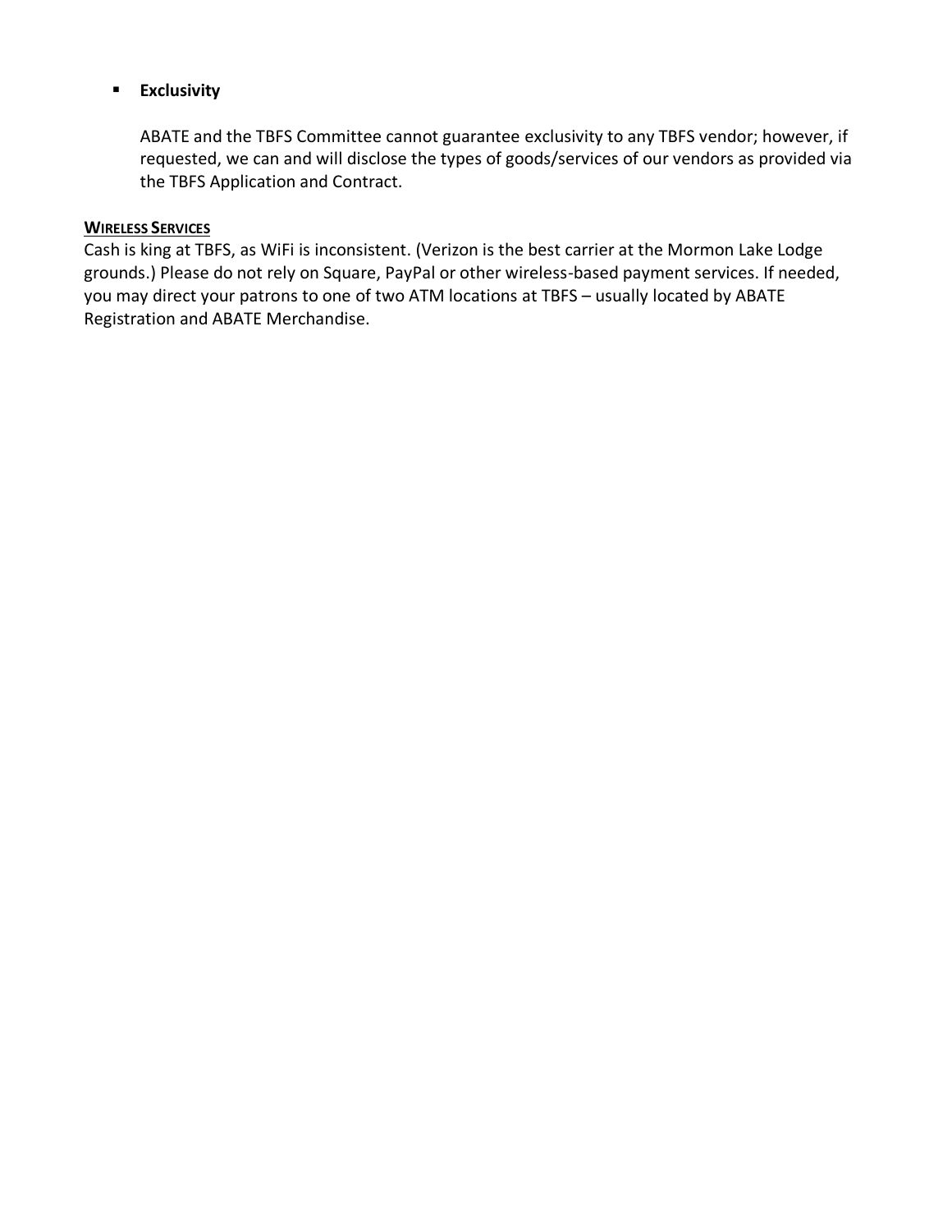- **Exclusivity**

  ABATE and the TBFS Committee cannot guarantee exclusivity to any TBFS vendor; however, if requested, we can and will disclose the types of goods/services of our vendors as provided via the TBFS Application and Contract.

**WIRELESS SERVICES**

Cash is king at TBFS, as WiFi is inconsistent. (Verizon is the best carrier at the Mormon Lake Lodge grounds.) Please do not rely on Square, PayPal or other wireless-based payment services. If needed, you may direct your patrons to one of two ATM locations at TBFS – usually located by ABATE Registration and ABATE Merchandise.